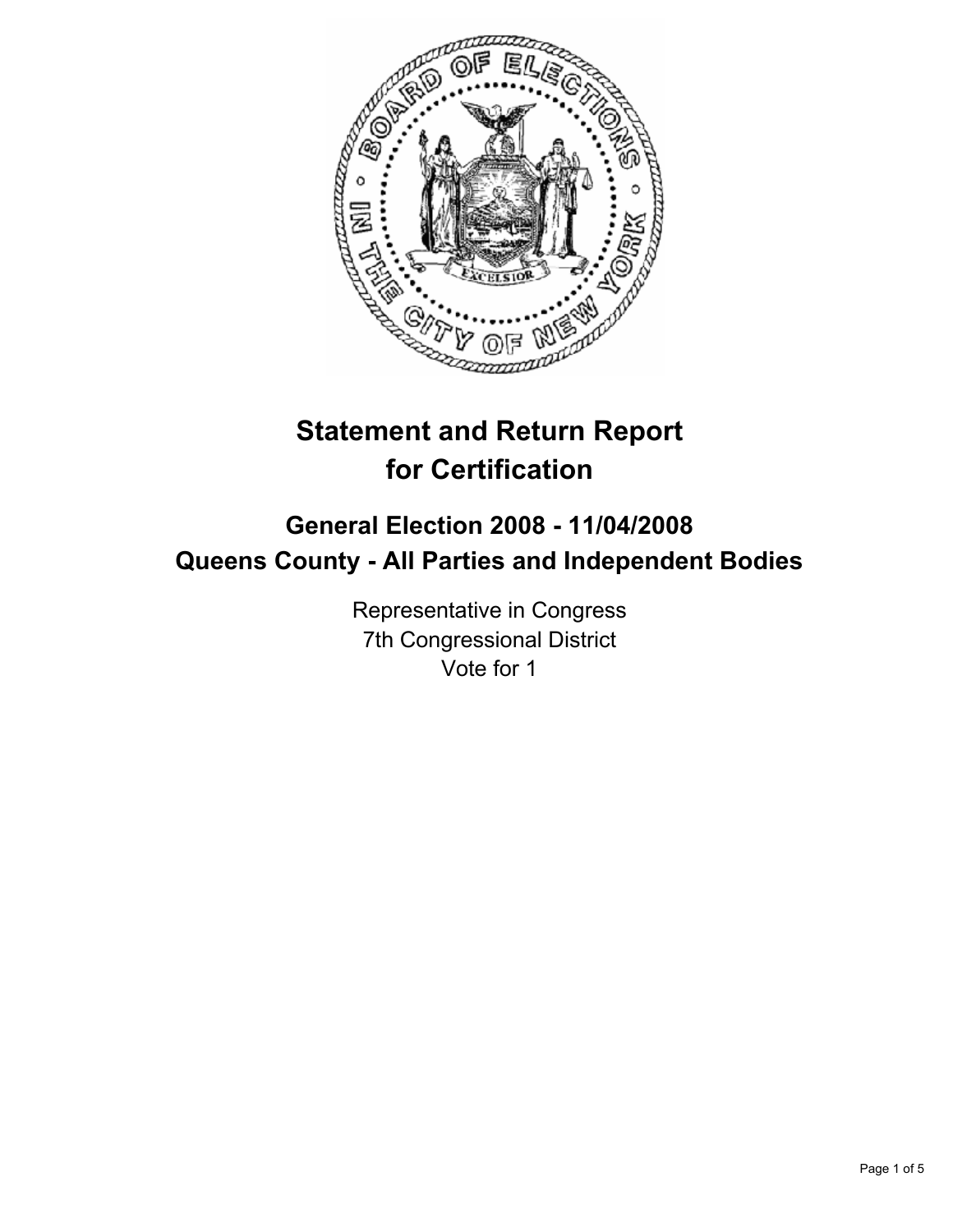# Statement and Return Report for Certification

## General Election 2008 - 11/04/2008

## Queens County - All Parties and Independent Bodies

Representative in Congress
7th Congressional District
Vote for 1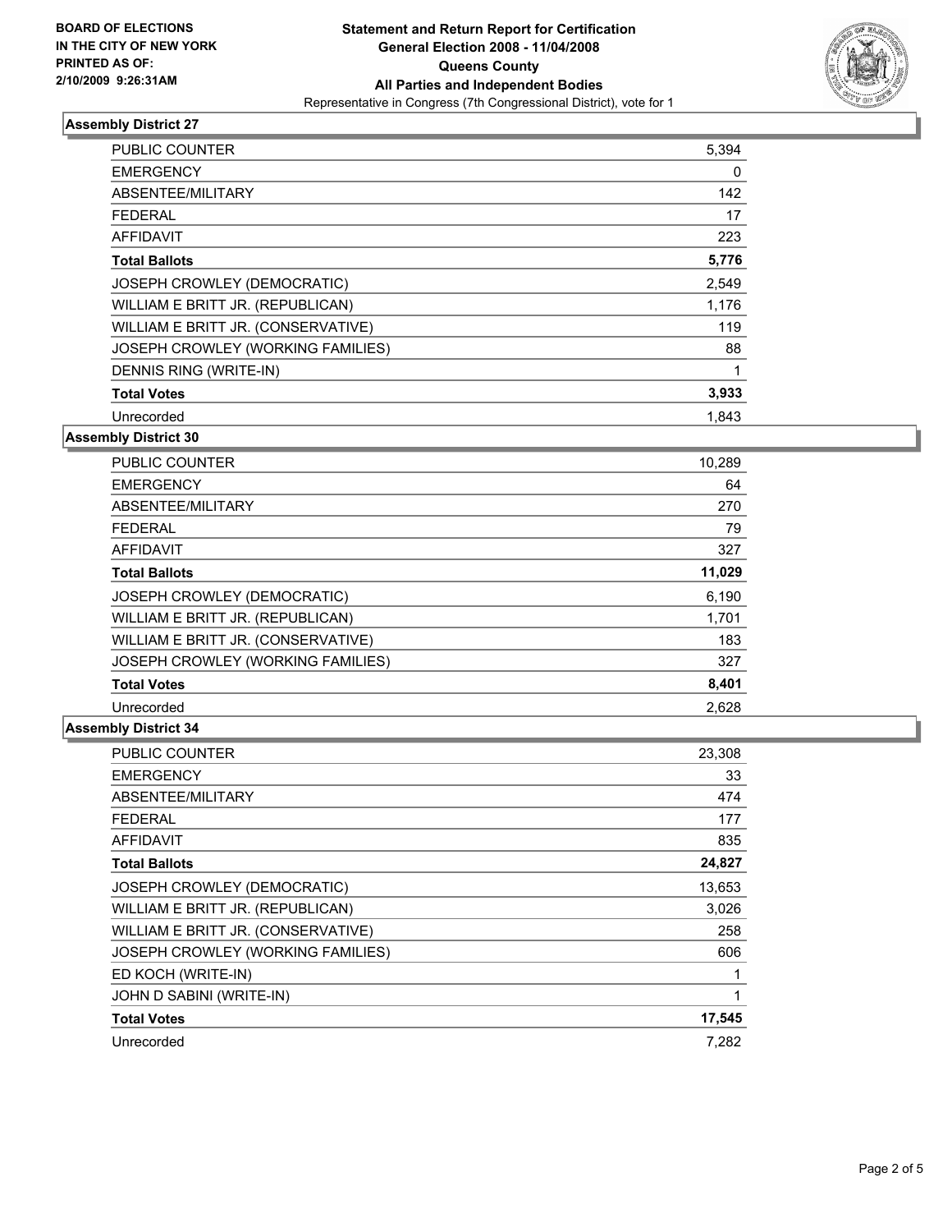BOARD OF ELECTIONS
IN THE CITY OF NEW YORK
PRINTED AS OF:
2/10/2009 9:26:31AM

**Statement and Return Report for Certification**
**General Election 2008 - 11/04/2008**
**Queens County**
**All Parties and Independent Bodies**
Representative in Congress (7th Congressional District), vote for 1

### Assembly District 27

| | |
|---|---|
| PUBLIC COUNTER | 5,394 |
| EMERGENCY | 0 |
| ABSENTEE/MILITARY | 142 |
| FEDERAL | 17 |
| AFFIDAVIT | 223 |
| **Total Ballots** | **5,776** |
| JOSEPH CROWLEY (DEMOCRATIC) | 2,549 |
| WILLIAM E BRITT JR. (REPUBLICAN) | 1,176 |
| WILLIAM E BRITT JR. (CONSERVATIVE) | 119 |
| JOSEPH CROWLEY (WORKING FAMILIES) | 88 |
| DENNIS RING (WRITE-IN) | 1 |
| **Total Votes** | **3,933** |
| Unrecorded | 1,843 |

### Assembly District 30

| | |
|---|---|
| PUBLIC COUNTER | 10,289 |
| EMERGENCY | 64 |
| ABSENTEE/MILITARY | 270 |
| FEDERAL | 79 |
| AFFIDAVIT | 327 |
| **Total Ballots** | **11,029** |
| JOSEPH CROWLEY (DEMOCRATIC) | 6,190 |
| WILLIAM E BRITT JR. (REPUBLICAN) | 1,701 |
| WILLIAM E BRITT JR. (CONSERVATIVE) | 183 |
| JOSEPH CROWLEY (WORKING FAMILIES) | 327 |
| **Total Votes** | **8,401** |
| Unrecorded | 2,628 |

### Assembly District 34

| | |
|---|---|
| PUBLIC COUNTER | 23,308 |
| EMERGENCY | 33 |
| ABSENTEE/MILITARY | 474 |
| FEDERAL | 177 |
| AFFIDAVIT | 835 |
| **Total Ballots** | **24,827** |
| JOSEPH CROWLEY (DEMOCRATIC) | 13,653 |
| WILLIAM E BRITT JR. (REPUBLICAN) | 3,026 |
| WILLIAM E BRITT JR. (CONSERVATIVE) | 258 |
| JOSEPH CROWLEY (WORKING FAMILIES) | 606 |
| ED KOCH (WRITE-IN) | 1 |
| JOHN D SABINI (WRITE-IN) | 1 |
| **Total Votes** | **17,545** |
| Unrecorded | 7,282 |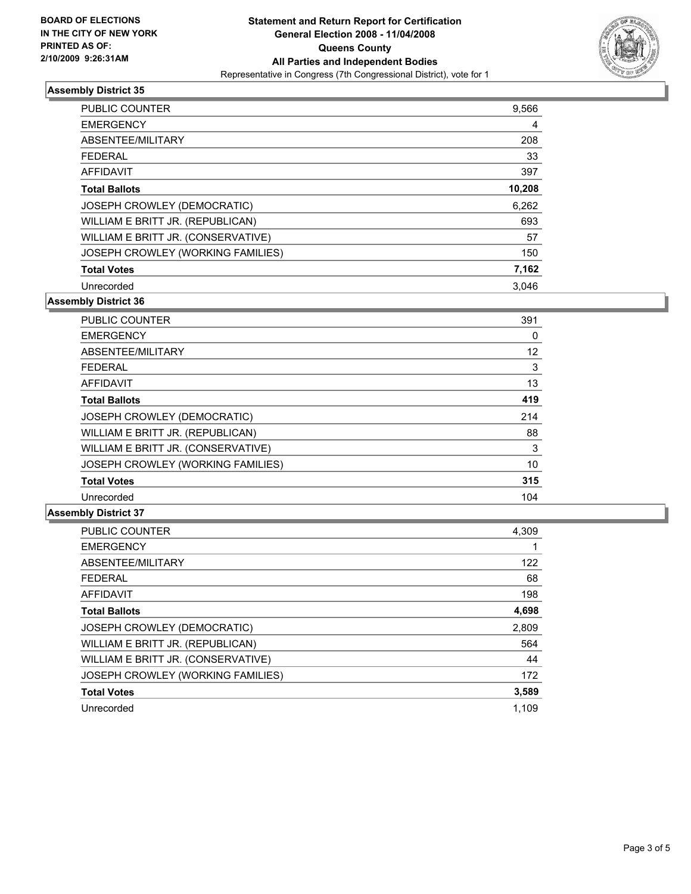**BOARD OF ELECTIONS**
**IN THE CITY OF NEW YORK**
**PRINTED AS OF:**
**2/10/2009 9:26:31AM**

**Statement and Return Report for Certification**
**General Election 2008 - 11/04/2008**
**Queens County**
**All Parties and Independent Bodies**
Representative in Congress (7th Congressional District), vote for 1

### Assembly District 35

| | |
|---|---|
| PUBLIC COUNTER | 9,566 |
| EMERGENCY | 4 |
| ABSENTEE/MILITARY | 208 |
| FEDERAL | 33 |
| AFFIDAVIT | 397 |
| **Total Ballots** | **10,208** |
| JOSEPH CROWLEY (DEMOCRATIC) | 6,262 |
| WILLIAM E BRITT JR. (REPUBLICAN) | 693 |
| WILLIAM E BRITT JR. (CONSERVATIVE) | 57 |
| JOSEPH CROWLEY (WORKING FAMILIES) | 150 |
| **Total Votes** | **7,162** |
| Unrecorded | 3,046 |

### Assembly District 36

| | |
|---|---|
| PUBLIC COUNTER | 391 |
| EMERGENCY | 0 |
| ABSENTEE/MILITARY | 12 |
| FEDERAL | 3 |
| AFFIDAVIT | 13 |
| **Total Ballots** | **419** |
| JOSEPH CROWLEY (DEMOCRATIC) | 214 |
| WILLIAM E BRITT JR. (REPUBLICAN) | 88 |
| WILLIAM E BRITT JR. (CONSERVATIVE) | 3 |
| JOSEPH CROWLEY (WORKING FAMILIES) | 10 |
| **Total Votes** | **315** |
| Unrecorded | 104 |

### Assembly District 37

| | |
|---|---|
| PUBLIC COUNTER | 4,309 |
| EMERGENCY | 1 |
| ABSENTEE/MILITARY | 122 |
| FEDERAL | 68 |
| AFFIDAVIT | 198 |
| **Total Ballots** | **4,698** |
| JOSEPH CROWLEY (DEMOCRATIC) | 2,809 |
| WILLIAM E BRITT JR. (REPUBLICAN) | 564 |
| WILLIAM E BRITT JR. (CONSERVATIVE) | 44 |
| JOSEPH CROWLEY (WORKING FAMILIES) | 172 |
| **Total Votes** | **3,589** |
| Unrecorded | 1,109 |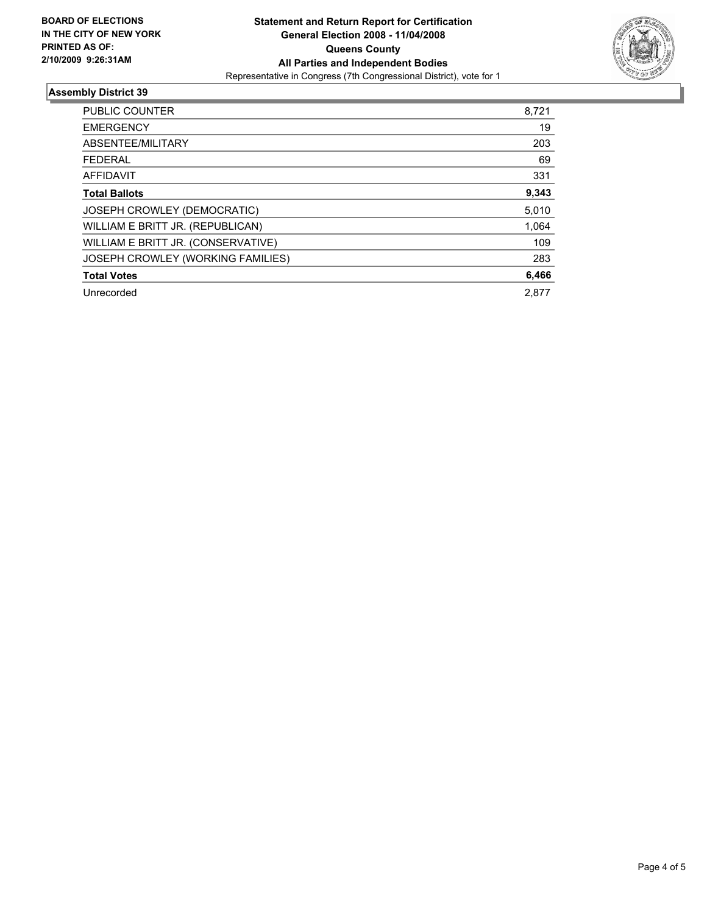**BOARD OF ELECTIONS IN THE CITY OF NEW YORK PRINTED AS OF: 2/10/2009 9:26:31AM**

# Statement and Return Report for Certification
## General Election 2008 - 11/04/2008
## Queens County
## All Parties and Independent Bodies
Representative in Congress (7th Congressional District), vote for 1

### Assembly District 39

| | |
|---|---|
| PUBLIC COUNTER | 8,721 |
| EMERGENCY | 19 |
| ABSENTEE/MILITARY | 203 |
| FEDERAL | 69 |
| AFFIDAVIT | 331 |
| **Total Ballots** | **9,343** |
| JOSEPH CROWLEY (DEMOCRATIC) | 5,010 |
| WILLIAM E BRITT JR. (REPUBLICAN) | 1,064 |
| WILLIAM E BRITT JR. (CONSERVATIVE) | 109 |
| JOSEPH CROWLEY (WORKING FAMILIES) | 283 |
| **Total Votes** | **6,466** |
| Unrecorded | 2,877 |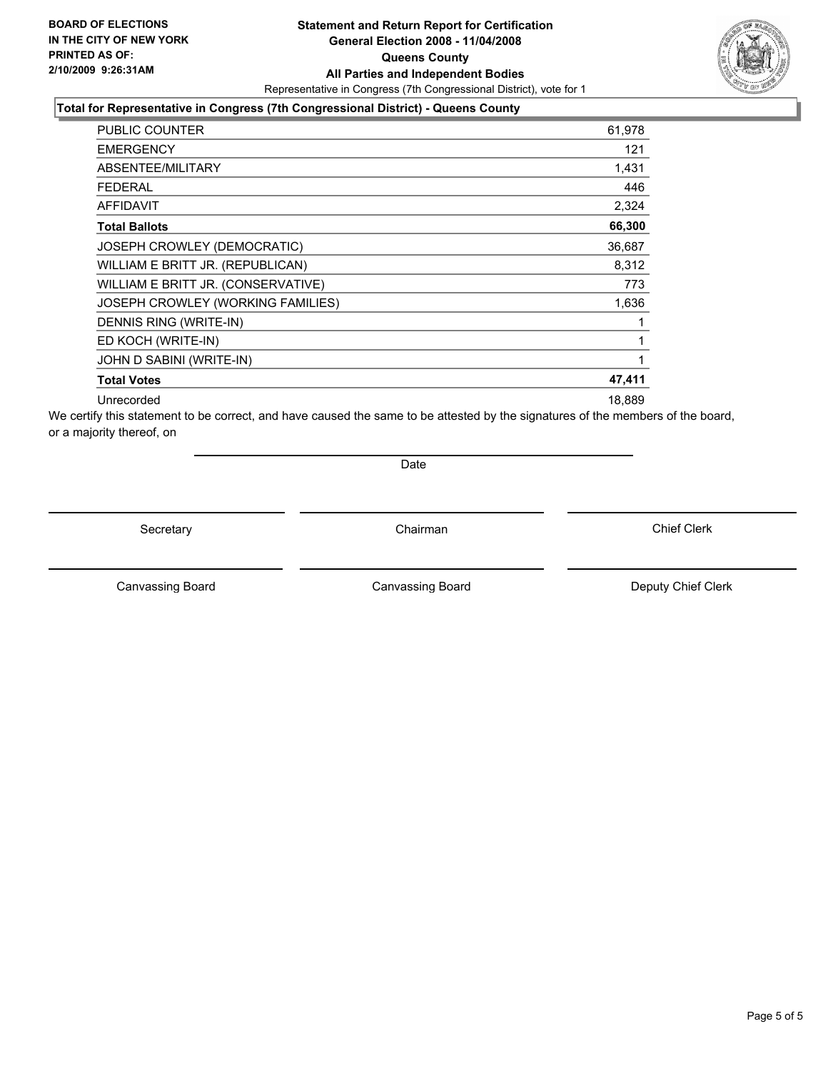**BOARD OF ELECTIONS IN THE CITY OF NEW YORK PRINTED AS OF: 2/10/2009 9:26:31AM**

**Statement and Return Report for Certification**
**General Election 2008 - 11/04/2008**
**Queens County**
**All Parties and Independent Bodies**
Representative in Congress (7th Congressional District), vote for 1

**Total for Representative in Congress (7th Congressional District) - Queens County**

| | |
|---|---|
| PUBLIC COUNTER | 61,978 |
| EMERGENCY | 121 |
| ABSENTEE/MILITARY | 1,431 |
| FEDERAL | 446 |
| AFFIDAVIT | 2,324 |
| **Total Ballots** | **66,300** |
| JOSEPH CROWLEY (DEMOCRATIC) | 36,687 |
| WILLIAM E BRITT JR. (REPUBLICAN) | 8,312 |
| WILLIAM E BRITT JR. (CONSERVATIVE) | 773 |
| JOSEPH CROWLEY (WORKING FAMILIES) | 1,636 |
| DENNIS RING (WRITE-IN) | 1 |
| ED KOCH (WRITE-IN) | 1 |
| JOHN D SABINI (WRITE-IN) | 1 |
| **Total Votes** | **47,411** |
| Unrecorded | 18,889 |

We certify this statement to be correct, and have caused the same to be attested by the signatures of the members of the board, or a majority thereof, on

Date

Secretary

Chairman

Chief Clerk

Canvassing Board

Canvassing Board

Deputy Chief Clerk